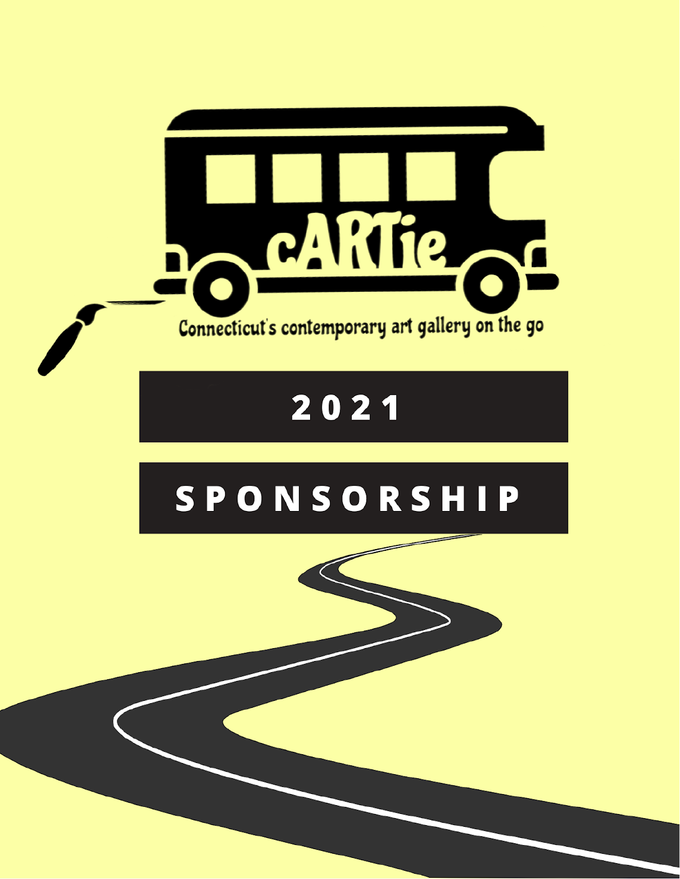cARTie

Connecticut's contemporary art gallery on the go

# 2021

# SPONSORSHIP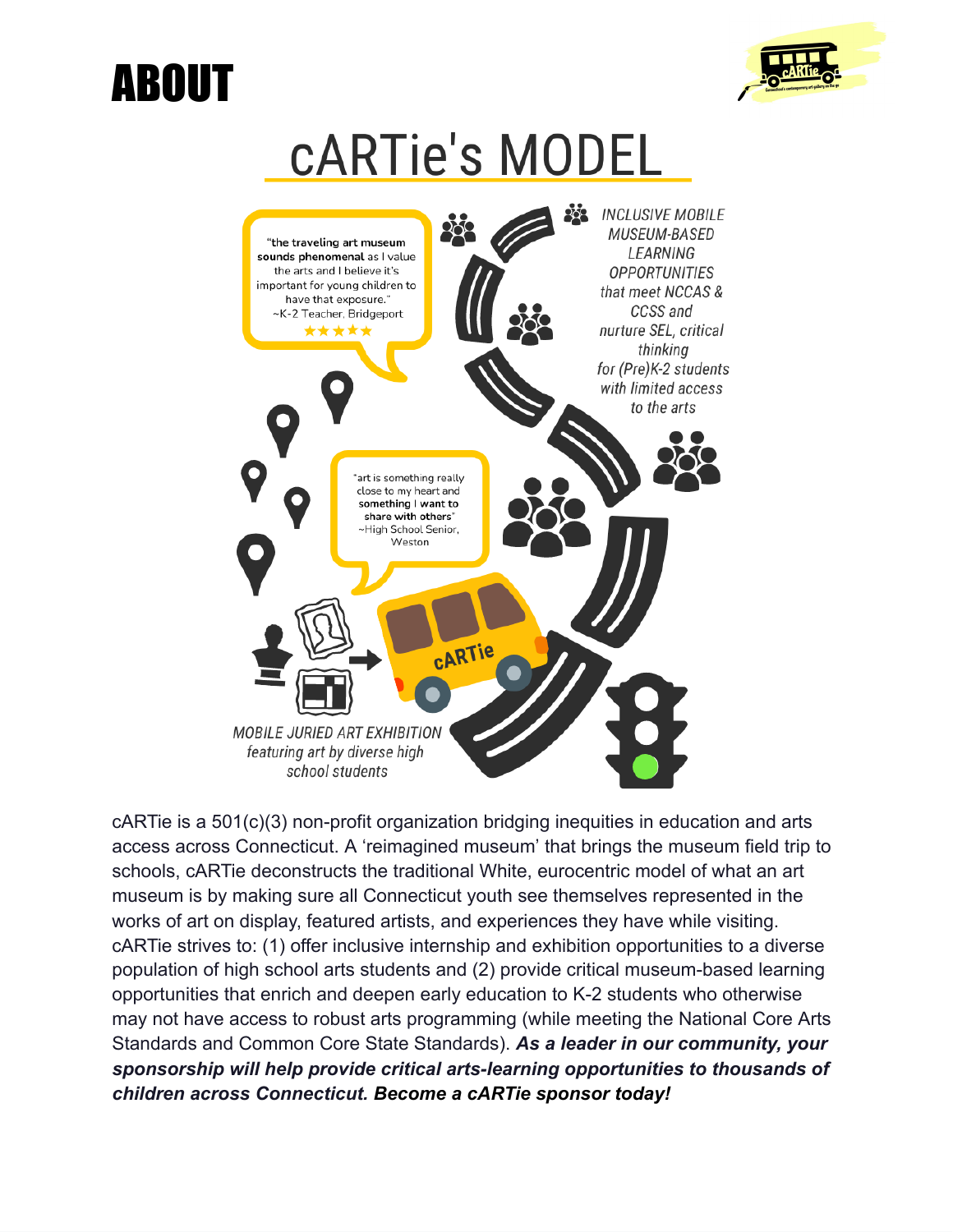# ABOUT

## cARTie's MODEL

"**the traveling art museum sounds phenomenal** as I value the arts and I believe it's important for young children to have that exposure." ~K-2 Teacher, Bridgeport ★★★★★

*INCLUSIVE MOBILE MUSEUM-BASED LEARNING OPPORTUNITIES that meet NCCAS & CCSS and nurture SEL, critical thinking for (Pre)K-2 students with limited access to the arts*

"art is something really close to my heart and **something I want to share with others**" ~High School Senior, Weston

*MOBILE JURIED ART EXHIBITION featuring art by diverse high school students*

cARTie is a 501(c)(3) non-profit organization bridging inequities in education and arts access across Connecticut. A 'reimagined museum' that brings the museum field trip to schools, cARTie deconstructs the traditional White, eurocentric model of what an art museum is by making sure all Connecticut youth see themselves represented in the works of art on display, featured artists, and experiences they have while visiting. cARTie strives to: (1) offer inclusive internship and exhibition opportunities to a diverse population of high school arts students and (2) provide critical museum-based learning opportunities that enrich and deepen early education to K-2 students who otherwise may not have access to robust arts programming (while meeting the National Core Arts Standards and Common Core State Standards). ***As a leader in our community, your sponsorship will help provide critical arts-learning opportunities to thousands of children across Connecticut. Become a cARTie sponsor today!***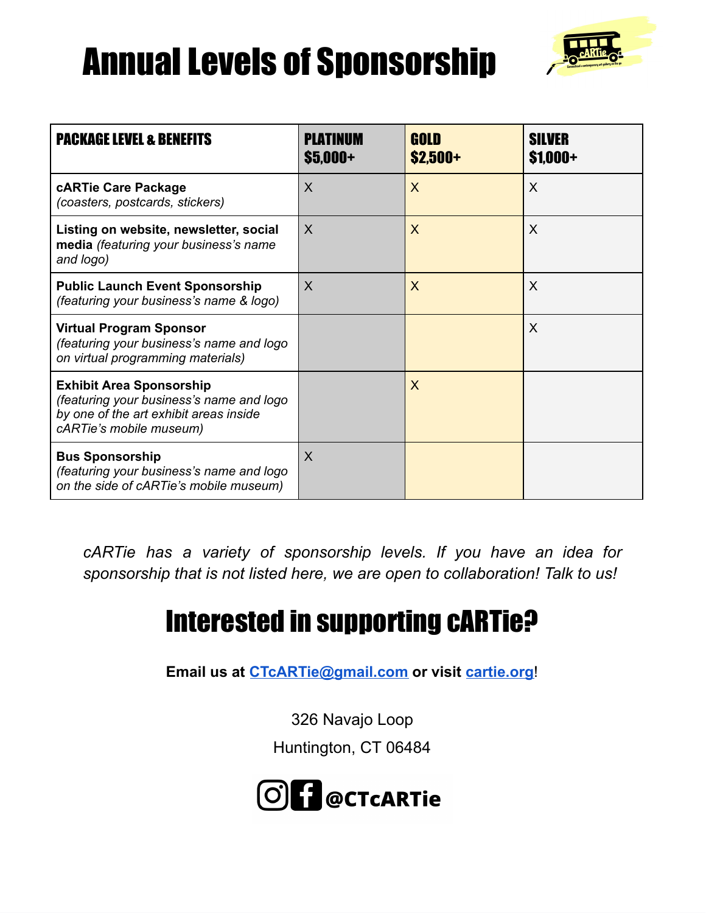# Annual Levels of Sponsorship

| PACKAGE LEVEL & BENEFITS | PLATINUM $5,000+ | GOLD $2,500+ | SILVER $1,000+ |
|---|---|---|---|
| **cARTie Care Package** *(coasters, postcards, stickers)* | X | X | X |
| **Listing on website, newsletter, social media** *(featuring your business's name and logo)* | X | X | X |
| **Public Launch Event Sponsorship** *(featuring your business's name & logo)* | X | X | X |
| **Virtual Program Sponsor** *(featuring your business's name and logo on virtual programming materials)* | | | X |
| **Exhibit Area Sponsorship** *(featuring your business's name and logo by one of the art exhibit areas inside cARTie's mobile museum)* | | X | |
| **Bus Sponsorship** *(featuring your business's name and logo on the side of cARTie's mobile museum)* | X | | |

*cARTie has a variety of sponsorship levels. If you have an idea for sponsorship that is not listed here, we are open to collaboration! Talk to us!*

# Interested in supporting cARTie?

**Email us at CTcARTie@gmail.com or visit cartie.org!**

326 Navajo Loop

Huntington, CT 06484

**@CTcARTie**